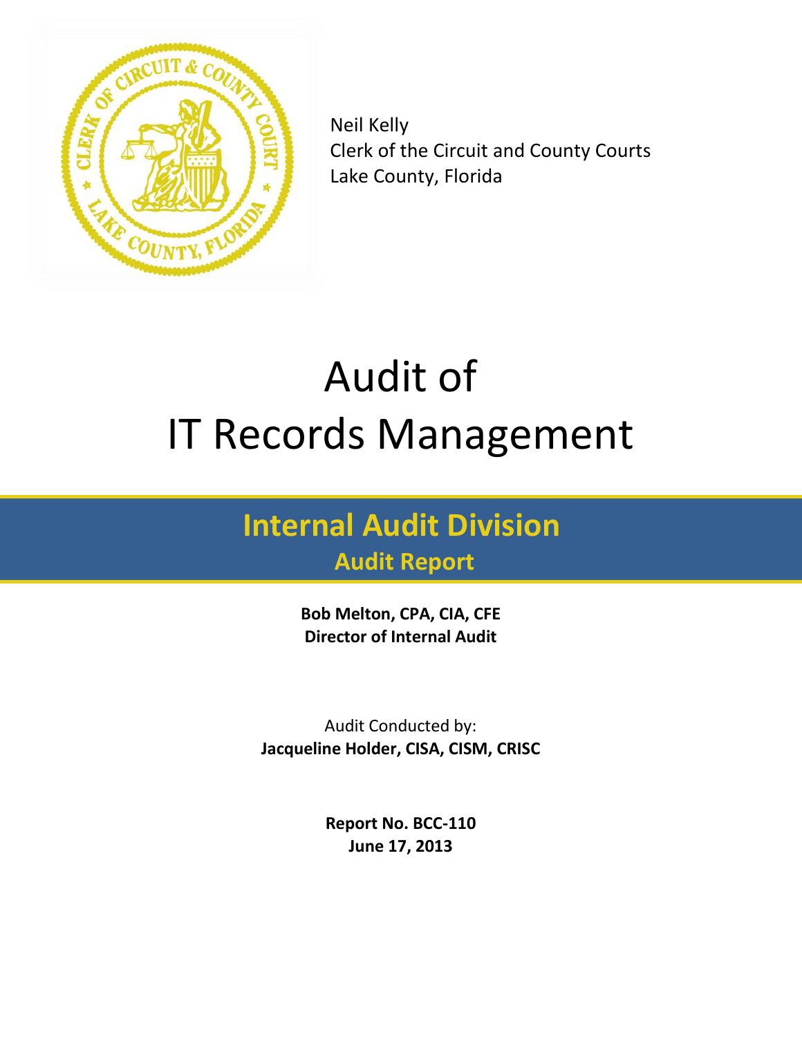Neil Kelly
Clerk of the Circuit and County Courts
Lake County, Florida

# Audit of IT Records Management

## Internal Audit Division
### Audit Report

**Bob Melton, CPA, CIA, CFE**
**Director of Internal Audit**

Audit Conducted by:
**Jacqueline Holder, CISA, CISM, CRISC**

**Report No. BCC-110**
**June 17, 2013**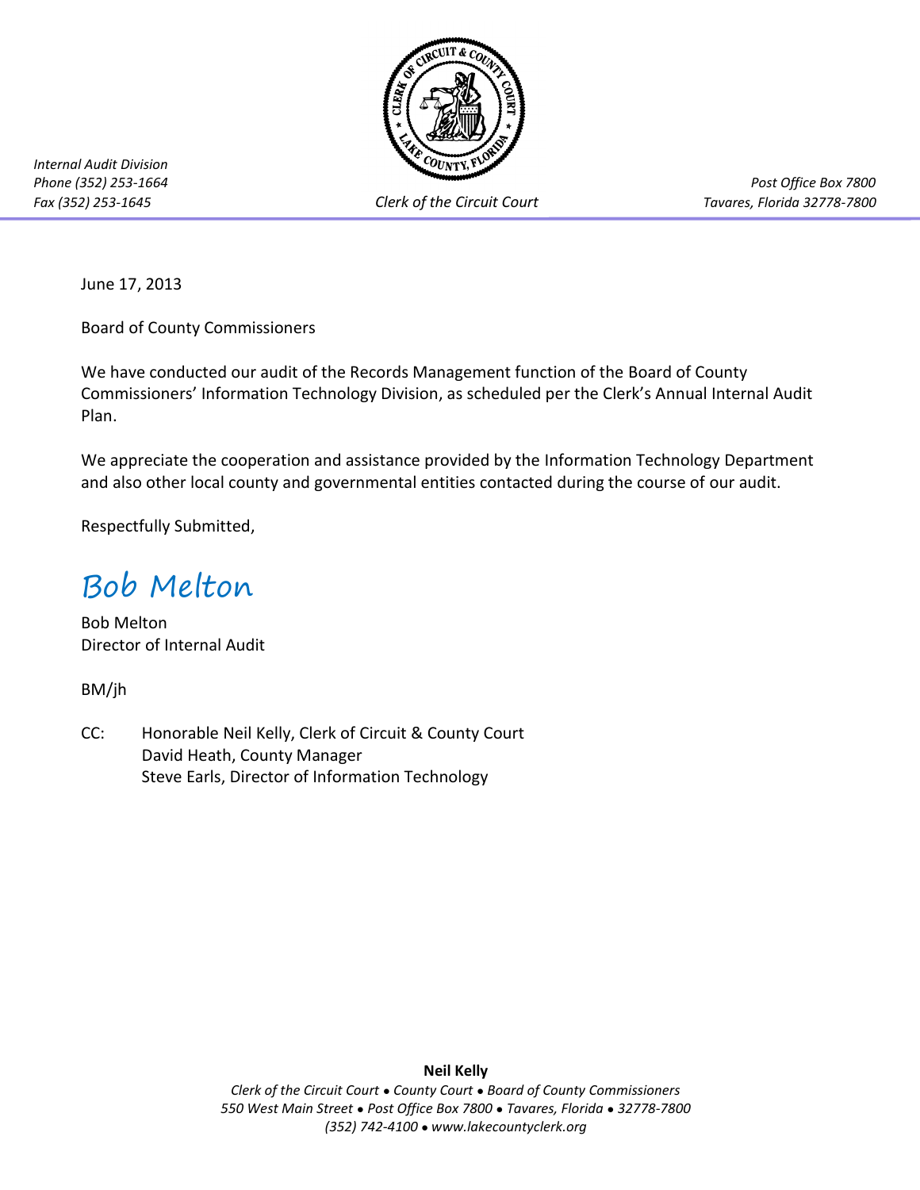Internal Audit Division
Phone (352) 253-1664
Fax (352) 253-1645

Clerk of the Circuit Court

Post Office Box 7800
Tavares, Florida 32778-7800

June 17, 2013

Board of County Commissioners

We have conducted our audit of the Records Management function of the Board of County Commissioners' Information Technology Division, as scheduled per the Clerk's Annual Internal Audit Plan.

We appreciate the cooperation and assistance provided by the Information Technology Department and also other local county and governmental entities contacted during the course of our audit.

Respectfully Submitted,

*Bob Melton*

Bob Melton
Director of Internal Audit

BM/jh

CC: Honorable Neil Kelly, Clerk of Circuit & County Court
David Heath, County Manager
Steve Earls, Director of Information Technology

**Neil Kelly**
*Clerk of the Circuit Court • County Court • Board of County Commissioners*
*550 West Main Street • Post Office Box 7800 • Tavares, Florida • 32778-7800*
*(352) 742-4100 • www.lakecountyclerk.org*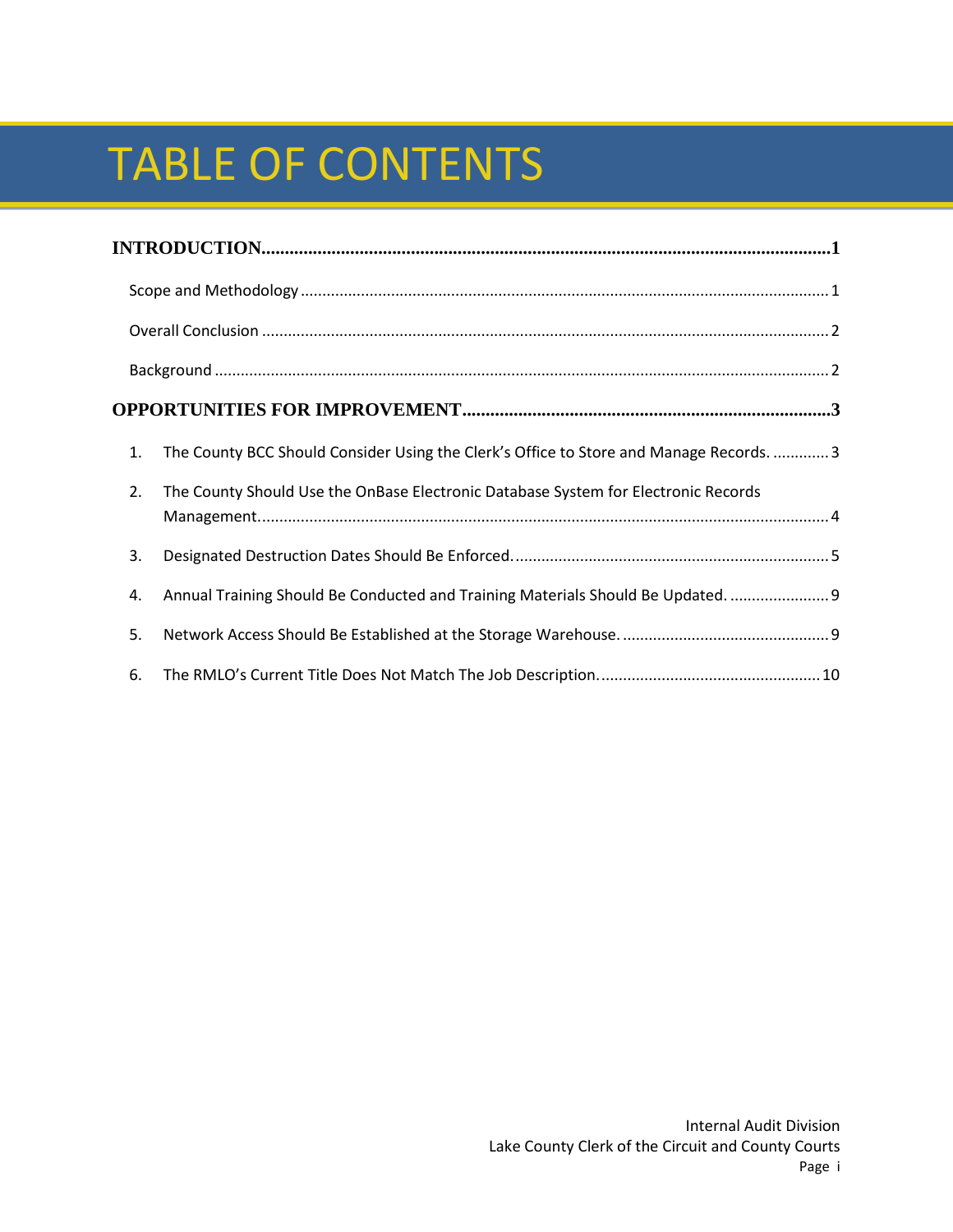# TABLE OF CONTENTS

**INTRODUCTION......................................................................................................................1**

Scope and Methodology ..................................................................................................................1

Overall Conclusion ..........................................................................................................................2

Background ......................................................................................................................................2

**OPPORTUNITIES FOR IMPROVEMENT..........................................................................3**

1. The County BCC Should Consider Using the Clerk's Office to Store and Manage Records. .............3
2. The County Should Use the OnBase Electronic Database System for Electronic Records Management......................................................................................................................4
3. Designated Destruction Dates Should Be Enforced. ........................................................................5
4. Annual Training Should Be Conducted and Training Materials Should Be Updated. .......................9
5. Network Access Should Be Established at the Storage Warehouse. ................................................9
6. The RMLO's Current Title Does Not Match The Job Description. ...................................................10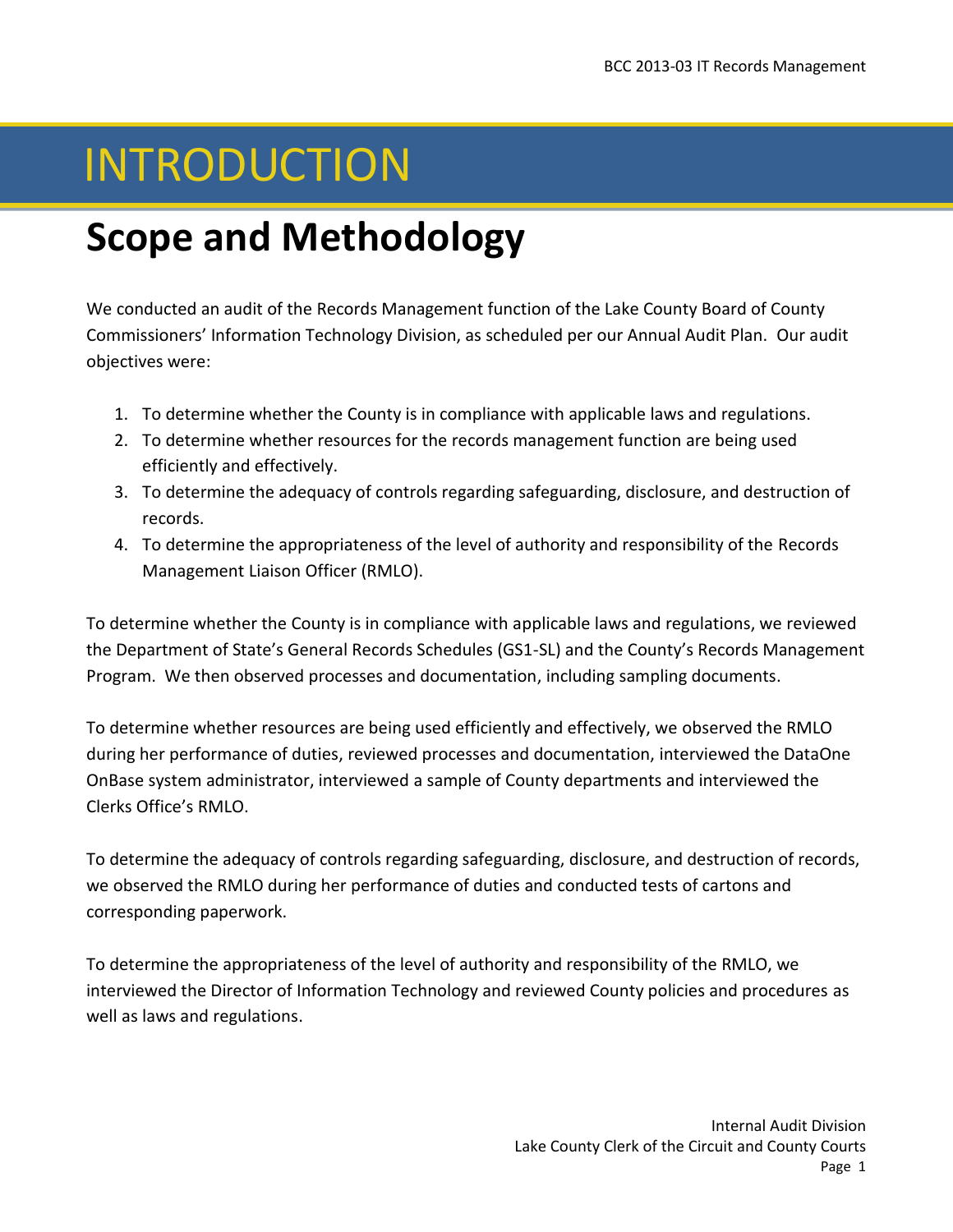# INTRODUCTION

## Scope and Methodology

We conducted an audit of the Records Management function of the Lake County Board of County Commissioners' Information Technology Division, as scheduled per our Annual Audit Plan. Our audit objectives were:

1. To determine whether the County is in compliance with applicable laws and regulations.
2. To determine whether resources for the records management function are being used efficiently and effectively.
3. To determine the adequacy of controls regarding safeguarding, disclosure, and destruction of records.
4. To determine the appropriateness of the level of authority and responsibility of the Records Management Liaison Officer (RMLO).

To determine whether the County is in compliance with applicable laws and regulations, we reviewed the Department of State's General Records Schedules (GS1-SL) and the County's Records Management Program. We then observed processes and documentation, including sampling documents.

To determine whether resources are being used efficiently and effectively, we observed the RMLO during her performance of duties, reviewed processes and documentation, interviewed the DataOne OnBase system administrator, interviewed a sample of County departments and interviewed the Clerks Office's RMLO.

To determine the adequacy of controls regarding safeguarding, disclosure, and destruction of records, we observed the RMLO during her performance of duties and conducted tests of cartons and corresponding paperwork.

To determine the appropriateness of the level of authority and responsibility of the RMLO, we interviewed the Director of Information Technology and reviewed County policies and procedures as well as laws and regulations.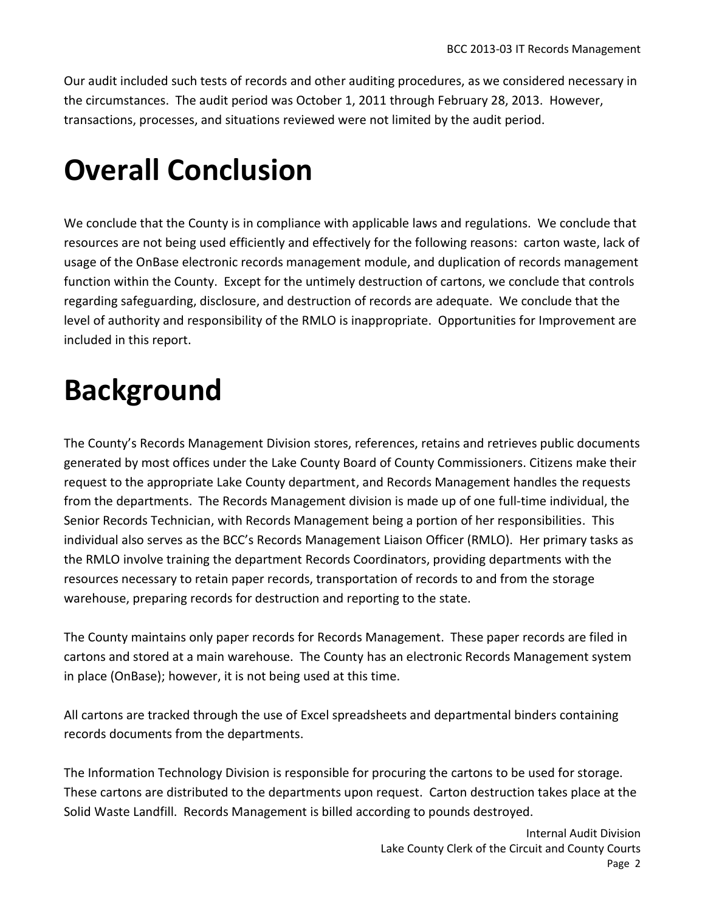Our audit included such tests of records and other auditing procedures, as we considered necessary in the circumstances. The audit period was October 1, 2011 through February 28, 2013. However, transactions, processes, and situations reviewed were not limited by the audit period.

# Overall Conclusion

We conclude that the County is in compliance with applicable laws and regulations. We conclude that resources are not being used efficiently and effectively for the following reasons: carton waste, lack of usage of the OnBase electronic records management module, and duplication of records management function within the County. Except for the untimely destruction of cartons, we conclude that controls regarding safeguarding, disclosure, and destruction of records are adequate. We conclude that the level of authority and responsibility of the RMLO is inappropriate. Opportunities for Improvement are included in this report.

# Background

The County's Records Management Division stores, references, retains and retrieves public documents generated by most offices under the Lake County Board of County Commissioners. Citizens make their request to the appropriate Lake County department, and Records Management handles the requests from the departments. The Records Management division is made up of one full-time individual, the Senior Records Technician, with Records Management being a portion of her responsibilities. This individual also serves as the BCC's Records Management Liaison Officer (RMLO). Her primary tasks as the RMLO involve training the department Records Coordinators, providing departments with the resources necessary to retain paper records, transportation of records to and from the storage warehouse, preparing records for destruction and reporting to the state.

The County maintains only paper records for Records Management. These paper records are filed in cartons and stored at a main warehouse. The County has an electronic Records Management system in place (OnBase); however, it is not being used at this time.

All cartons are tracked through the use of Excel spreadsheets and departmental binders containing records documents from the departments.

The Information Technology Division is responsible for procuring the cartons to be used for storage. These cartons are distributed to the departments upon request. Carton destruction takes place at the Solid Waste Landfill. Records Management is billed according to pounds destroyed.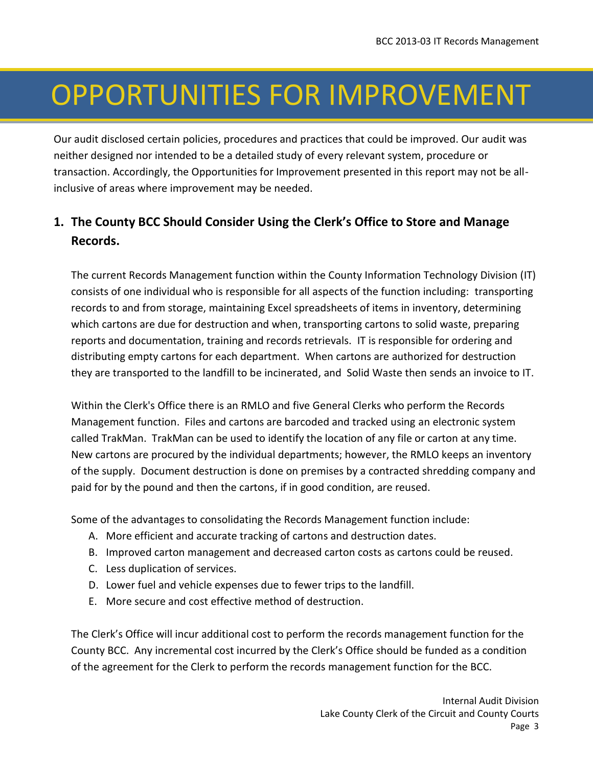# OPPORTUNITIES FOR IMPROVEMENT

Our audit disclosed certain policies, procedures and practices that could be improved. Our audit was neither designed nor intended to be a detailed study of every relevant system, procedure or transaction. Accordingly, the Opportunities for Improvement presented in this report may not be all-inclusive of areas where improvement may be needed.

## 1. The County BCC Should Consider Using the Clerk's Office to Store and Manage Records.

The current Records Management function within the County Information Technology Division (IT) consists of one individual who is responsible for all aspects of the function including: transporting records to and from storage, maintaining Excel spreadsheets of items in inventory, determining which cartons are due for destruction and when, transporting cartons to solid waste, preparing reports and documentation, training and records retrievals. IT is responsible for ordering and distributing empty cartons for each department. When cartons are authorized for destruction they are transported to the landfill to be incinerated, and Solid Waste then sends an invoice to IT.

Within the Clerk's Office there is an RMLO and five General Clerks who perform the Records Management function. Files and cartons are barcoded and tracked using an electronic system called TrakMan. TrakMan can be used to identify the location of any file or carton at any time. New cartons are procured by the individual departments; however, the RMLO keeps an inventory of the supply. Document destruction is done on premises by a contracted shredding company and paid for by the pound and then the cartons, if in good condition, are reused.

Some of the advantages to consolidating the Records Management function include:

A. More efficient and accurate tracking of cartons and destruction dates.
B. Improved carton management and decreased carton costs as cartons could be reused.
C. Less duplication of services.
D. Lower fuel and vehicle expenses due to fewer trips to the landfill.
E. More secure and cost effective method of destruction.

The Clerk's Office will incur additional cost to perform the records management function for the County BCC. Any incremental cost incurred by the Clerk's Office should be funded as a condition of the agreement for the Clerk to perform the records management function for the BCC.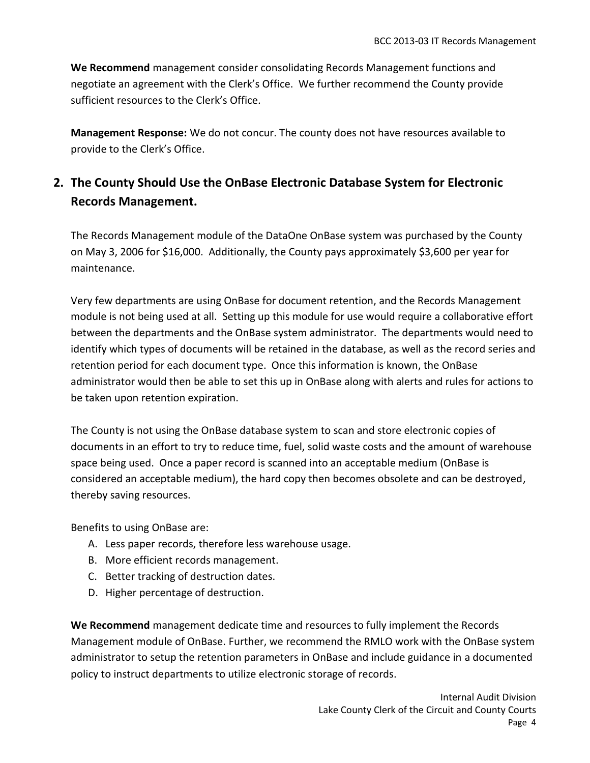**We Recommend** management consider consolidating Records Management functions and negotiate an agreement with the Clerk's Office. We further recommend the County provide sufficient resources to the Clerk's Office.

**Management Response:** We do not concur. The county does not have resources available to provide to the Clerk's Office.

## 2. The County Should Use the OnBase Electronic Database System for Electronic Records Management.

The Records Management module of the DataOne OnBase system was purchased by the County on May 3, 2006 for $16,000. Additionally, the County pays approximately $3,600 per year for maintenance.

Very few departments are using OnBase for document retention, and the Records Management module is not being used at all. Setting up this module for use would require a collaborative effort between the departments and the OnBase system administrator. The departments would need to identify which types of documents will be retained in the database, as well as the record series and retention period for each document type. Once this information is known, the OnBase administrator would then be able to set this up in OnBase along with alerts and rules for actions to be taken upon retention expiration.

The County is not using the OnBase database system to scan and store electronic copies of documents in an effort to try to reduce time, fuel, solid waste costs and the amount of warehouse space being used. Once a paper record is scanned into an acceptable medium (OnBase is considered an acceptable medium), the hard copy then becomes obsolete and can be destroyed, thereby saving resources.

Benefits to using OnBase are:

A. Less paper records, therefore less warehouse usage.
B. More efficient records management.
C. Better tracking of destruction dates.
D. Higher percentage of destruction.

**We Recommend** management dedicate time and resources to fully implement the Records Management module of OnBase. Further, we recommend the RMLO work with the OnBase system administrator to setup the retention parameters in OnBase and include guidance in a documented policy to instruct departments to utilize electronic storage of records.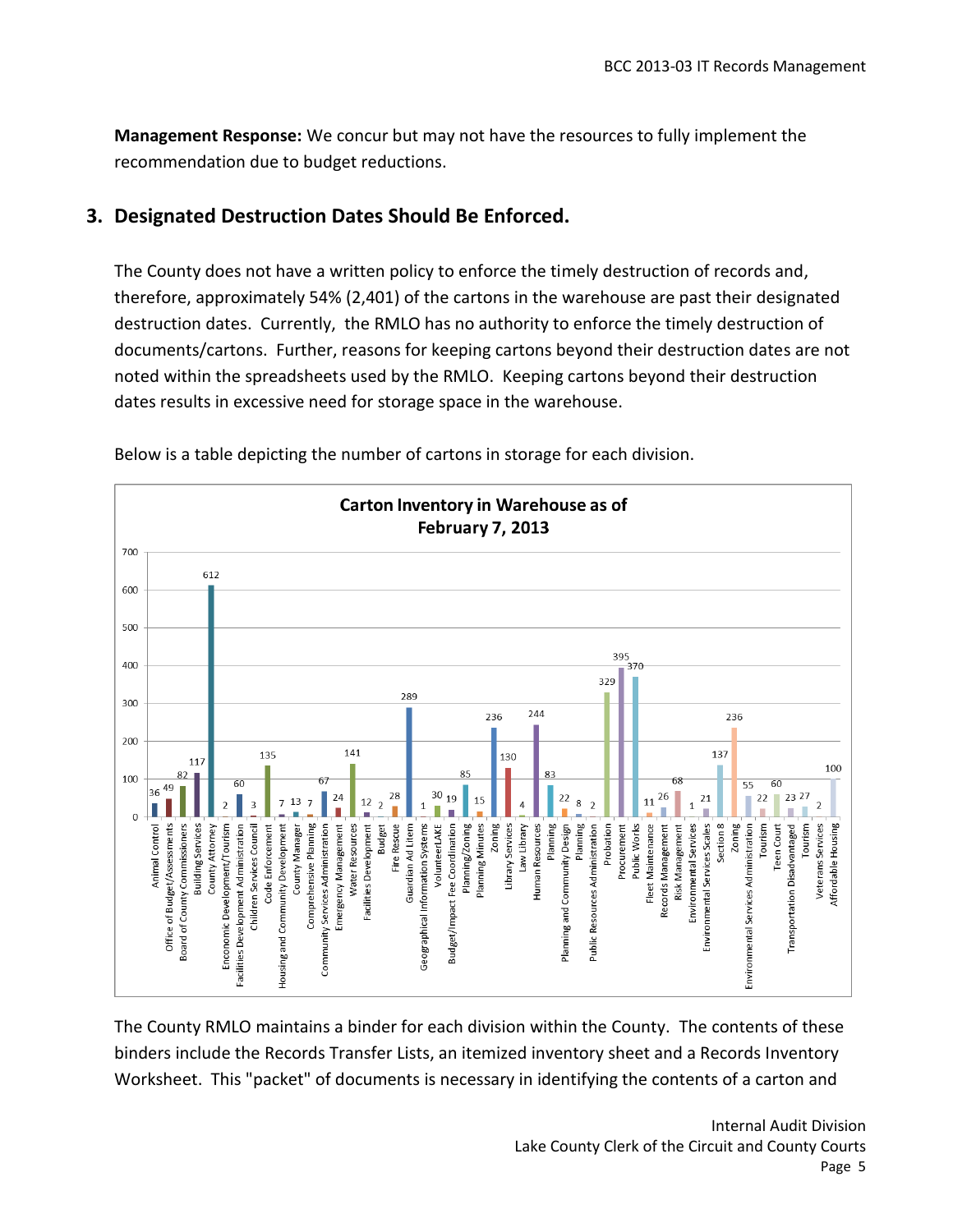**Management Response:** We concur but may not have the resources to fully implement the recommendation due to budget reductions.

## 3. Designated Destruction Dates Should Be Enforced.

The County does not have a written policy to enforce the timely destruction of records and, therefore, approximately 54% (2,401) of the cartons in the warehouse are past their designated destruction dates. Currently, the RMLO has no authority to enforce the timely destruction of documents/cartons. Further, reasons for keeping cartons beyond their destruction dates are not noted within the spreadsheets used by the RMLO. Keeping cartons beyond their destruction dates results in excessive need for storage space in the warehouse.

Below is a table depicting the number of cartons in storage for each division.

**Carton Inventory in Warehouse as of February 7, 2013**

| Division | Cartons |
|---|---|
| Animal Control | 36 |
| Office of Budget/Assessments | 49 |
| Board of County Commissioners | 82 |
| Building Services | 117 |
| County Attorney | 612 |
| Enconomic Development/Tourism | 2 |
| Facilities Development Administration | 60 |
| Children Services Council | 3 |
| Code Enforcement | 135 |
| Housing and Community Development | 7 |
| County Manager | 13 |
| Comprehensive Planning | 7 |
| Community Services Administration | 67 |
| Emergency Management | 24 |
| Water Resources | 141 |
| Facilities Development | 12 |
| Budget | 2 |
| Fire Rescue | 28 |
| Guardian Ad Litem | 289 |
| Geographical Information Systems | 1 |
| VolunteerLAKE | 30 |
| Budget/Impact Fee Coordination | 19 |
| Planning/Zoning | 85 |
| Planning Minutes | 15 |
| Zoning | 236 |
| Library Services | 130 |
| Law Library | 4 |
| Human Resources | 244 |
| Planning | 83 |
| Planning and Community Design | 22 |
| Planning | 8 |
| Public Resources Administration | 2 |
| Probation | 329 |
| Procurement | 395 |
| Public Works | 370 |
| Fleet Maintenance | 11 |
| Records Management | 26 |
| Risk Management | 68 |
| Environmental Services | 1 |
| Environmental Services Scales | 21 |
| Section 8 | 137 |
| Zoning | 236 |
| Environmental Services Administration | 55 |
| Tourism | 22 |
| Teen Court | 60 |
| Transportation Disadvantaged | 23 |
| Tourism | 27 |
| Veterans Services | 2 |
| Affordable Housing | 100 |

The County RMLO maintains a binder for each division within the County. The contents of these binders include the Records Transfer Lists, an itemized inventory sheet and a Records Inventory Worksheet. This "packet" of documents is necessary in identifying the contents of a carton and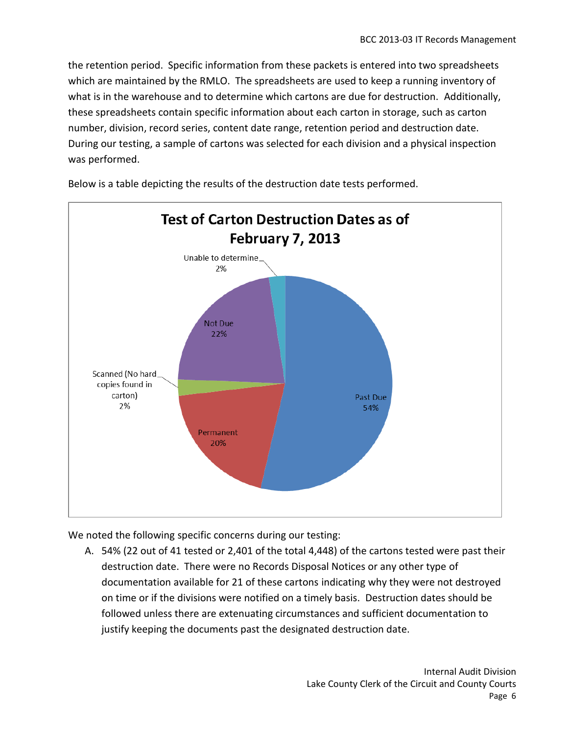the retention period. Specific information from these packets is entered into two spreadsheets which are maintained by the RMLO. The spreadsheets are used to keep a running inventory of what is in the warehouse and to determine which cartons are due for destruction. Additionally, these spreadsheets contain specific information about each carton in storage, such as carton number, division, record series, content date range, retention period and destruction date. During our testing, a sample of cartons was selected for each division and a physical inspection was performed.

Below is a table depicting the results of the destruction date tests performed.

**Test of Carton Destruction Dates as of February 7, 2013**

| Category | Percentage |
|---|---|
| Past Due | 54% |
| Permanent | 20% |
| Scanned (No hard copies found in carton) | 2% |
| Not Due | 22% |
| Unable to determine | 2% |

We noted the following specific concerns during our testing:

A. 54% (22 out of 41 tested or 2,401 of the total 4,448) of the cartons tested were past their destruction date. There were no Records Disposal Notices or any other type of documentation available for 21 of these cartons indicating why they were not destroyed on time or if the divisions were notified on a timely basis. Destruction dates should be followed unless there are extenuating circumstances and sufficient documentation to justify keeping the documents past the designated destruction date.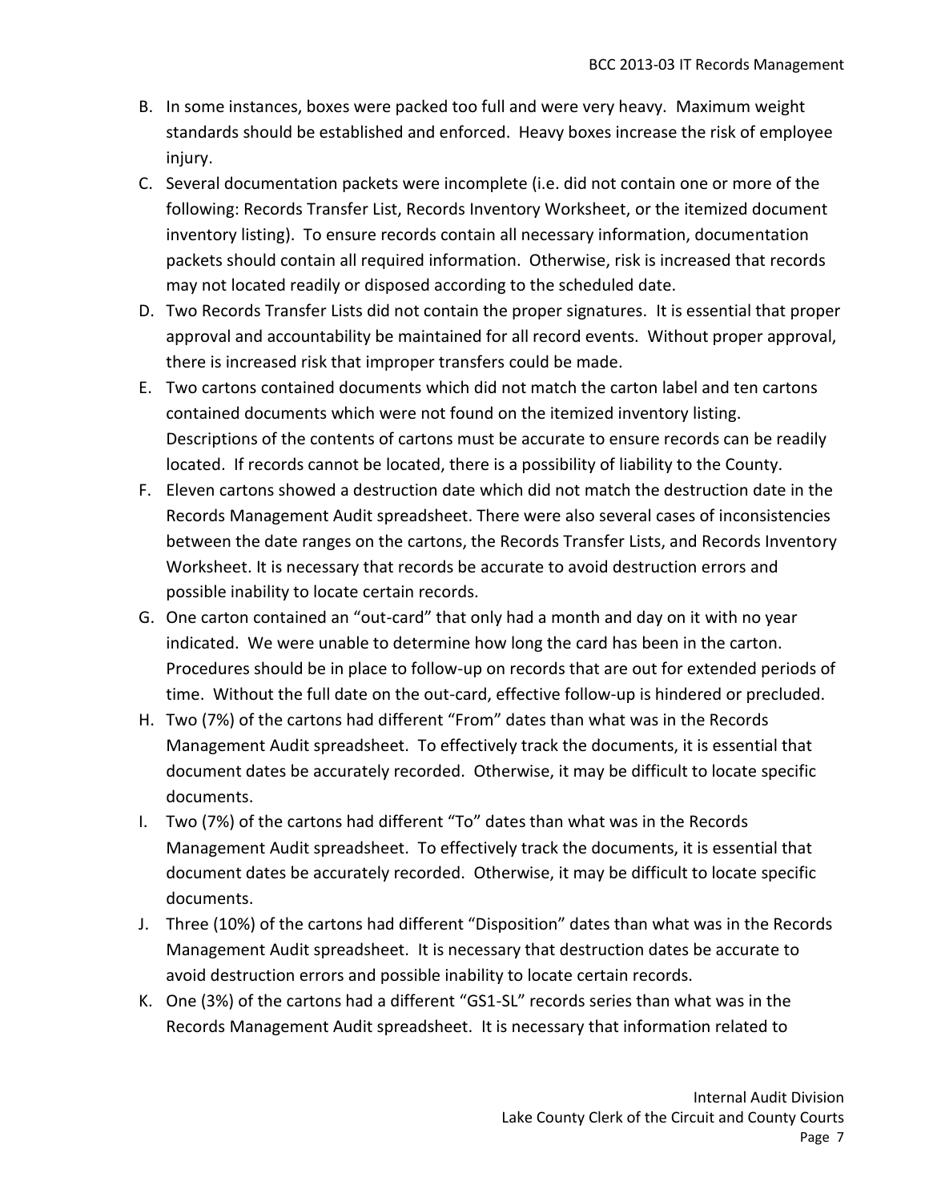B. In some instances, boxes were packed too full and were very heavy. Maximum weight standards should be established and enforced. Heavy boxes increase the risk of employee injury.

C. Several documentation packets were incomplete (i.e. did not contain one or more of the following: Records Transfer List, Records Inventory Worksheet, or the itemized document inventory listing). To ensure records contain all necessary information, documentation packets should contain all required information. Otherwise, risk is increased that records may not located readily or disposed according to the scheduled date.

D. Two Records Transfer Lists did not contain the proper signatures. It is essential that proper approval and accountability be maintained for all record events. Without proper approval, there is increased risk that improper transfers could be made.

E. Two cartons contained documents which did not match the carton label and ten cartons contained documents which were not found on the itemized inventory listing. Descriptions of the contents of cartons must be accurate to ensure records can be readily located. If records cannot be located, there is a possibility of liability to the County.

F. Eleven cartons showed a destruction date which did not match the destruction date in the Records Management Audit spreadsheet. There were also several cases of inconsistencies between the date ranges on the cartons, the Records Transfer Lists, and Records Inventory Worksheet. It is necessary that records be accurate to avoid destruction errors and possible inability to locate certain records.

G. One carton contained an "out-card" that only had a month and day on it with no year indicated. We were unable to determine how long the card has been in the carton. Procedures should be in place to follow-up on records that are out for extended periods of time. Without the full date on the out-card, effective follow-up is hindered or precluded.

H. Two (7%) of the cartons had different "From" dates than what was in the Records Management Audit spreadsheet. To effectively track the documents, it is essential that document dates be accurately recorded. Otherwise, it may be difficult to locate specific documents.

I. Two (7%) of the cartons had different "To" dates than what was in the Records Management Audit spreadsheet. To effectively track the documents, it is essential that document dates be accurately recorded. Otherwise, it may be difficult to locate specific documents.

J. Three (10%) of the cartons had different "Disposition" dates than what was in the Records Management Audit spreadsheet. It is necessary that destruction dates be accurate to avoid destruction errors and possible inability to locate certain records.

K. One (3%) of the cartons had a different "GS1-SL" records series than what was in the Records Management Audit spreadsheet. It is necessary that information related to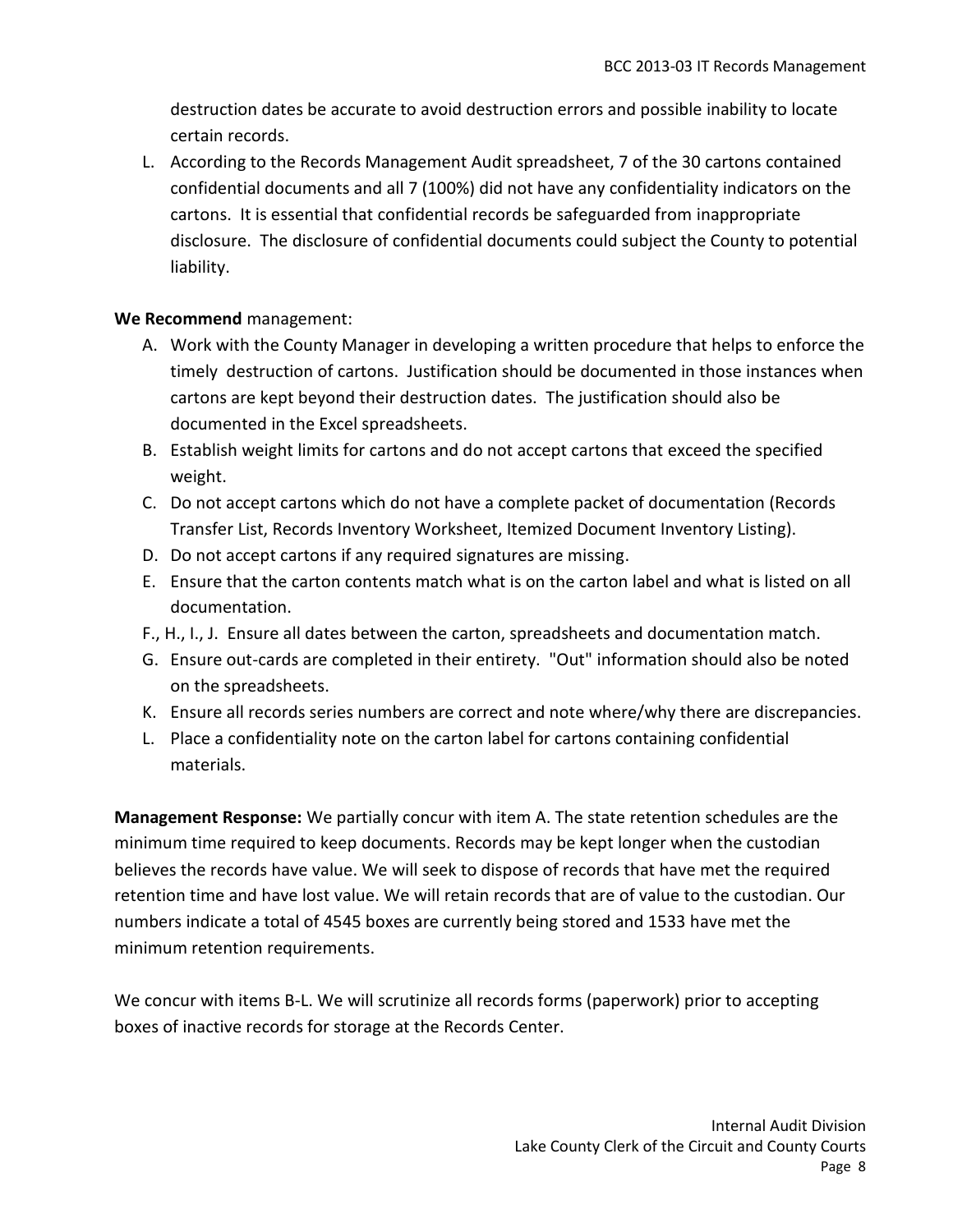destruction dates be accurate to avoid destruction errors and possible inability to locate certain records.

L. According to the Records Management Audit spreadsheet, 7 of the 30 cartons contained confidential documents and all 7 (100%) did not have any confidentiality indicators on the cartons. It is essential that confidential records be safeguarded from inappropriate disclosure. The disclosure of confidential documents could subject the County to potential liability.

**We Recommend** management:

A. Work with the County Manager in developing a written procedure that helps to enforce the timely destruction of cartons. Justification should be documented in those instances when cartons are kept beyond their destruction dates. The justification should also be documented in the Excel spreadsheets.

B. Establish weight limits for cartons and do not accept cartons that exceed the specified weight.

C. Do not accept cartons which do not have a complete packet of documentation (Records Transfer List, Records Inventory Worksheet, Itemized Document Inventory Listing).

D. Do not accept cartons if any required signatures are missing.

E. Ensure that the carton contents match what is on the carton label and what is listed on all documentation.

F., H., I., J. Ensure all dates between the carton, spreadsheets and documentation match.

G. Ensure out-cards are completed in their entirety. "Out" information should also be noted on the spreadsheets.

K. Ensure all records series numbers are correct and note where/why there are discrepancies.

L. Place a confidentiality note on the carton label for cartons containing confidential materials.

**Management Response:** We partially concur with item A. The state retention schedules are the minimum time required to keep documents. Records may be kept longer when the custodian believes the records have value. We will seek to dispose of records that have met the required retention time and have lost value. We will retain records that are of value to the custodian. Our numbers indicate a total of 4545 boxes are currently being stored and 1533 have met the minimum retention requirements.

We concur with items B-L. We will scrutinize all records forms (paperwork) prior to accepting boxes of inactive records for storage at the Records Center.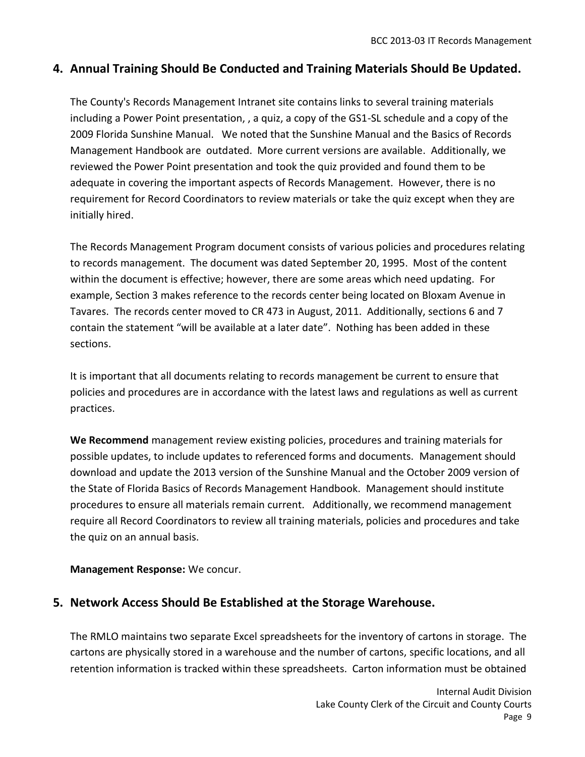## 4. Annual Training Should Be Conducted and Training Materials Should Be Updated.

The County's Records Management Intranet site contains links to several training materials including a Power Point presentation, , a quiz, a copy of the GS1-SL schedule and a copy of the 2009 Florida Sunshine Manual. We noted that the Sunshine Manual and the Basics of Records Management Handbook are outdated. More current versions are available. Additionally, we reviewed the Power Point presentation and took the quiz provided and found them to be adequate in covering the important aspects of Records Management. However, there is no requirement for Record Coordinators to review materials or take the quiz except when they are initially hired.

The Records Management Program document consists of various policies and procedures relating to records management. The document was dated September 20, 1995. Most of the content within the document is effective; however, there are some areas which need updating. For example, Section 3 makes reference to the records center being located on Bloxam Avenue in Tavares. The records center moved to CR 473 in August, 2011. Additionally, sections 6 and 7 contain the statement "will be available at a later date". Nothing has been added in these sections.

It is important that all documents relating to records management be current to ensure that policies and procedures are in accordance with the latest laws and regulations as well as current practices.

**We Recommend** management review existing policies, procedures and training materials for possible updates, to include updates to referenced forms and documents. Management should download and update the 2013 version of the Sunshine Manual and the October 2009 version of the State of Florida Basics of Records Management Handbook. Management should institute procedures to ensure all materials remain current. Additionally, we recommend management require all Record Coordinators to review all training materials, policies and procedures and take the quiz on an annual basis.

**Management Response:** We concur.

## 5. Network Access Should Be Established at the Storage Warehouse.

The RMLO maintains two separate Excel spreadsheets for the inventory of cartons in storage. The cartons are physically stored in a warehouse and the number of cartons, specific locations, and all retention information is tracked within these spreadsheets. Carton information must be obtained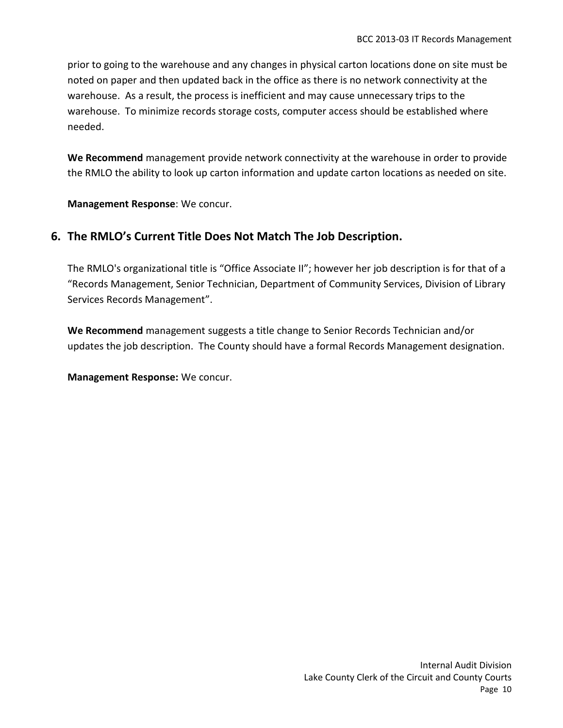prior to going to the warehouse and any changes in physical carton locations done on site must be noted on paper and then updated back in the office as there is no network connectivity at the warehouse. As a result, the process is inefficient and may cause unnecessary trips to the warehouse. To minimize records storage costs, computer access should be established where needed.

**We Recommend** management provide network connectivity at the warehouse in order to provide the RMLO the ability to look up carton information and update carton locations as needed on site.

**Management Response**: We concur.

## 6. The RMLO's Current Title Does Not Match The Job Description.

The RMLO's organizational title is "Office Associate II"; however her job description is for that of a "Records Management, Senior Technician, Department of Community Services, Division of Library Services Records Management".

**We Recommend** management suggests a title change to Senior Records Technician and/or updates the job description. The County should have a formal Records Management designation.

**Management Response:** We concur.